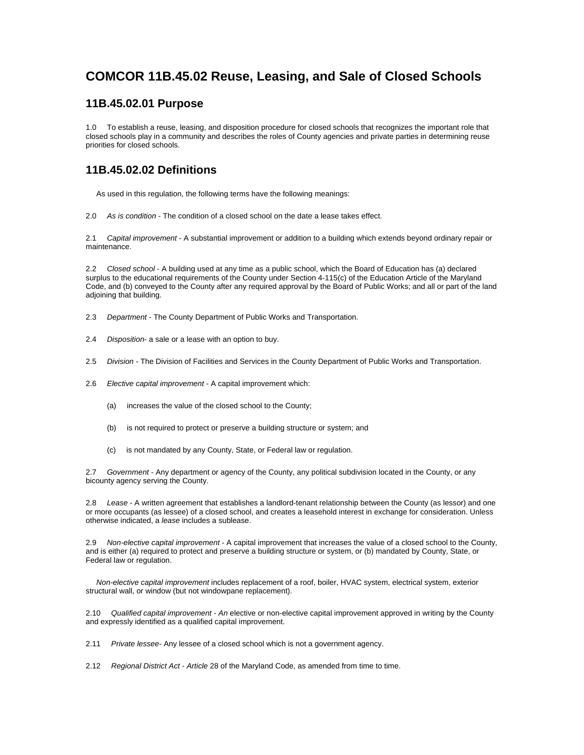# COMCOR 11B.45.02 Reuse, Leasing, and Sale of Closed Schools

## 11B.45.02.01 Purpose

1.0 To establish a reuse, leasing, and disposition procedure for closed schools that recognizes the important role that closed schools play in a community and describes the roles of County agencies and private parties in determining reuse priorities for closed schools.

## 11B.45.02.02 Definitions

As used in this regulation, the following terms have the following meanings:

2.0 *As is condition* - The condition of a closed school on the date a lease takes effect.

2.1 *Capital improvement* - A substantial improvement or addition to a building which extends beyond ordinary repair or maintenance.

2.2 *Closed school* - A building used at any time as a public school, which the Board of Education has (a) declared surplus to the educational requirements of the County under Section 4-115(c) of the Education Article of the Maryland Code, and (b) conveyed to the County after any required approval by the Board of Public Works; and all or part of the land adjoining that building.

2.3 *Department* - The County Department of Public Works and Transportation.

2.4 *Disposition*- a sale or a lease with an option to buy.

2.5 *Division* - The Division of Facilities and Services in the County Department of Public Works and Transportation.

2.6 *Elective capital improvement* - A capital improvement which:

(a) increases the value of the closed school to the County;

(b) is not required to protect or preserve a building structure or system; and

(c) is not mandated by any County, State, or Federal law or regulation.

2.7 *Government* - Any department or agency of the County, any political subdivision located in the County, or any bicounty agency serving the County.

2.8 *Lease* - A written agreement that establishes a landlord-tenant relationship between the County (as lessor) and one or more occupants (as lessee) of a closed school, and creates a leasehold interest in exchange for consideration. Unless otherwise indicated, a *lease* includes a sublease.

2.9 *Non-elective capital improvement* - A capital improvement that increases the value of a closed school to the County, and is either (a) required to protect and preserve a building structure or system, or (b) mandated by County, State, or Federal law or regulation.

*Non-elective capital improvement* includes replacement of a roof, boiler, HVAC system, electrical system, exterior structural wall, or window (but not windowpane replacement).

2.10 *Qualified capital improvement* - *An* elective or non-elective capital improvement approved in writing by the County and expressly identified as a qualified capital improvement.

2.11 *Private lessee*- Any lessee of a closed school which is not a government agency.

2.12 *Regional District Act - Article* 28 of the Maryland Code, as amended from time to time.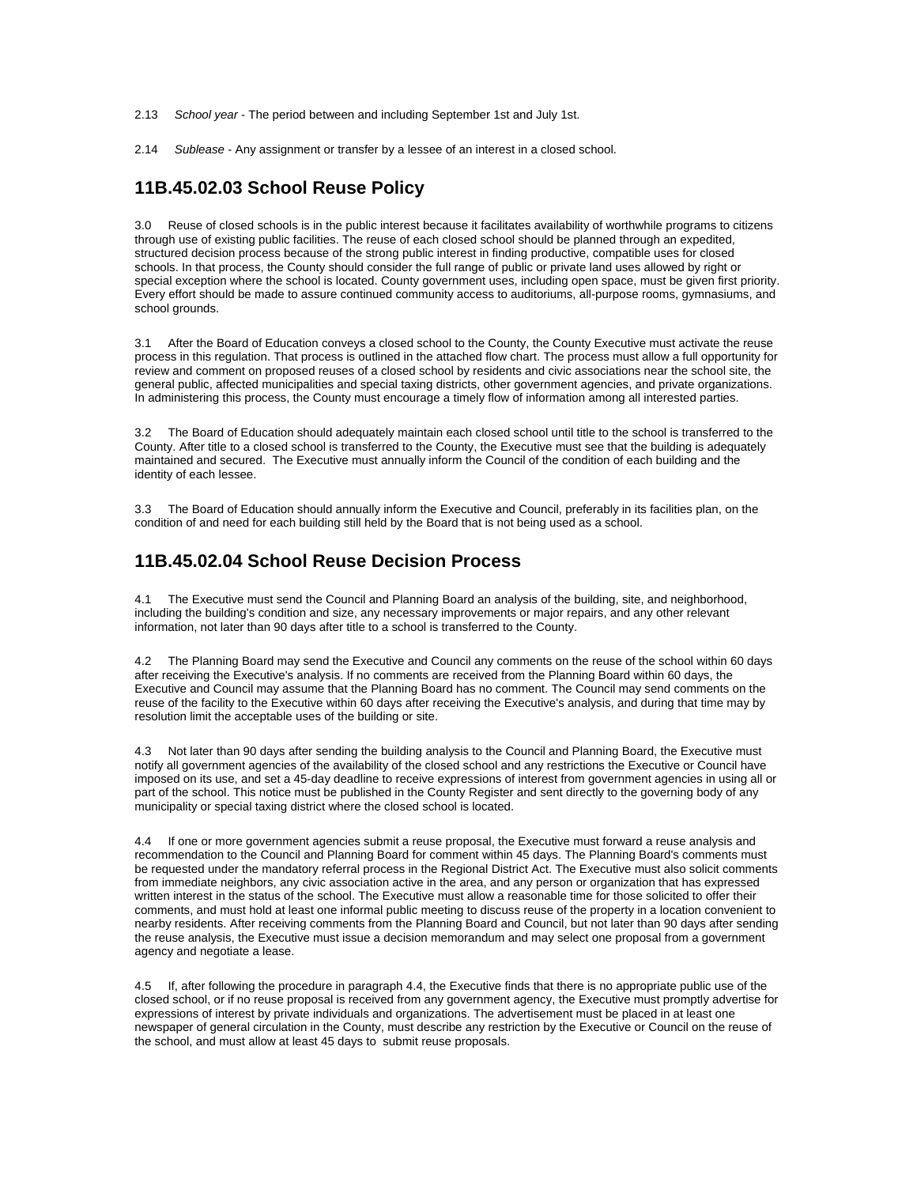2.13 *School year* - The period between and including September 1st and July 1st.

2.14 *Sublease* - Any assignment or transfer by a lessee of an interest in a closed school.

## 11B.45.02.03 School Reuse Policy

3.0 Reuse of closed schools is in the public interest because it facilitates availability of worthwhile programs to citizens through use of existing public facilities. The reuse of each closed school should be planned through an expedited, structured decision process because of the strong public interest in finding productive, compatible uses for closed schools. In that process, the County should consider the full range of public or private land uses allowed by right or special exception where the school is located. County government uses, including open space, must be given first priority. Every effort should be made to assure continued community access to auditoriums, all-purpose rooms, gymnasiums, and school grounds.

3.1 After the Board of Education conveys a closed school to the County, the County Executive must activate the reuse process in this regulation. That process is outlined in the attached flow chart. The process must allow a full opportunity for review and comment on proposed reuses of a closed school by residents and civic associations near the school site, the general public, affected municipalities and special taxing districts, other government agencies, and private organizations. In administering this process, the County must encourage a timely flow of information among all interested parties.

3.2 The Board of Education should adequately maintain each closed school until title to the school is transferred to the County. After title to a closed school is transferred to the County, the Executive must see that the building is adequately maintained and secured. The Executive must annually inform the Council of the condition of each building and the identity of each lessee.

3.3 The Board of Education should annually inform the Executive and Council, preferably in its facilities plan, on the condition of and need for each building still held by the Board that is not being used as a school.

## 11B.45.02.04 School Reuse Decision Process

4.1 The Executive must send the Council and Planning Board an analysis of the building, site, and neighborhood, including the building's condition and size, any necessary improvements or major repairs, and any other relevant information, not later than 90 days after title to a school is transferred to the County.

4.2 The Planning Board may send the Executive and Council any comments on the reuse of the school within 60 days after receiving the Executive's analysis. If no comments are received from the Planning Board within 60 days, the Executive and Council may assume that the Planning Board has no comment. The Council may send comments on the reuse of the facility to the Executive within 60 days after receiving the Executive's analysis, and during that time may by resolution limit the acceptable uses of the building or site.

4.3 Not later than 90 days after sending the building analysis to the Council and Planning Board, the Executive must notify all government agencies of the availability of the closed school and any restrictions the Executive or Council have imposed on its use, and set a 45-day deadline to receive expressions of interest from government agencies in using all or part of the school. This notice must be published in the County Register and sent directly to the governing body of any municipality or special taxing district where the closed school is located.

4.4 If one or more government agencies submit a reuse proposal, the Executive must forward a reuse analysis and recommendation to the Council and Planning Board for comment within 45 days. The Planning Board's comments must be requested under the mandatory referral process in the Regional District Act. The Executive must also solicit comments from immediate neighbors, any civic association active in the area, and any person or organization that has expressed written interest in the status of the school. The Executive must allow a reasonable time for those solicited to offer their comments, and must hold at least one informal public meeting to discuss reuse of the property in a location convenient to nearby residents. After receiving comments from the Planning Board and Council, but not later than 90 days after sending the reuse analysis, the Executive must issue a decision memorandum and may select one proposal from a government agency and negotiate a lease.

4.5 If, after following the procedure in paragraph 4.4, the Executive finds that there is no appropriate public use of the closed school, or if no reuse proposal is received from any government agency, the Executive must promptly advertise for expressions of interest by private individuals and organizations. The advertisement must be placed in at least one newspaper of general circulation in the County, must describe any restriction by the Executive or Council on the reuse of the school, and must allow at least 45 days to submit reuse proposals.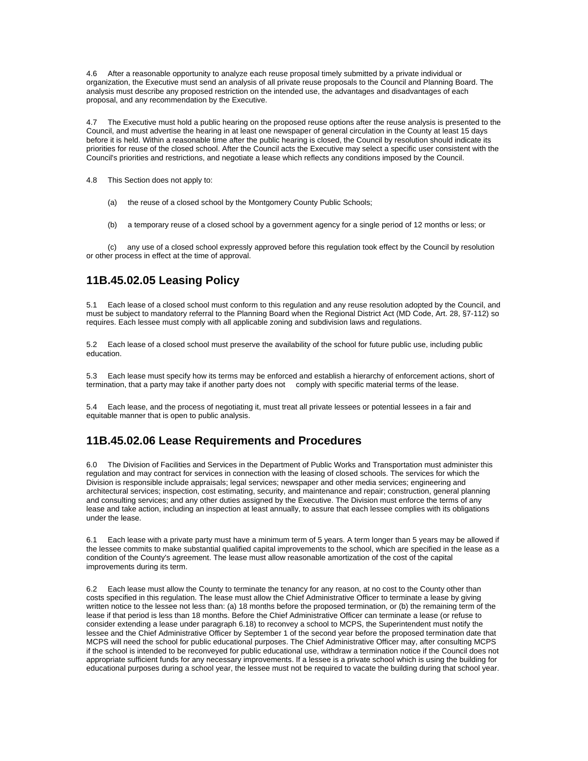4.6 After a reasonable opportunity to analyze each reuse proposal timely submitted by a private individual or organization, the Executive must send an analysis of all private reuse proposals to the Council and Planning Board. The analysis must describe any proposed restriction on the intended use, the advantages and disadvantages of each proposal, and any recommendation by the Executive.

4.7 The Executive must hold a public hearing on the proposed reuse options after the reuse analysis is presented to the Council, and must advertise the hearing in at least one newspaper of general circulation in the County at least 15 days before it is held. Within a reasonable time after the public hearing is closed, the Council by resolution should indicate its priorities for reuse of the closed school. After the Council acts the Executive may select a specific user consistent with the Council's priorities and restrictions, and negotiate a lease which reflects any conditions imposed by the Council.

4.8 This Section does not apply to:

(a) the reuse of a closed school by the Montgomery County Public Schools;

(b) a temporary reuse of a closed school by a government agency for a single period of 12 months or less; or

(c) any use of a closed school expressly approved before this regulation took effect by the Council by resolution or other process in effect at the time of approval.

## 11B.45.02.05 Leasing Policy

5.1 Each lease of a closed school must conform to this regulation and any reuse resolution adopted by the Council, and must be subject to mandatory referral to the Planning Board when the Regional District Act (MD Code, Art. 28, §7-112) so requires. Each lessee must comply with all applicable zoning and subdivision laws and regulations.

5.2 Each lease of a closed school must preserve the availability of the school for future public use, including public education.

5.3 Each lease must specify how its terms may be enforced and establish a hierarchy of enforcement actions, short of termination, that a party may take if another party does not comply with specific material terms of the lease.

5.4 Each lease, and the process of negotiating it, must treat all private lessees or potential lessees in a fair and equitable manner that is open to public analysis.

## 11B.45.02.06 Lease Requirements and Procedures

6.0 The Division of Facilities and Services in the Department of Public Works and Transportation must administer this regulation and may contract for services in connection with the leasing of closed schools. The services for which the Division is responsible include appraisals; legal services; newspaper and other media services; engineering and architectural services; inspection, cost estimating, security, and maintenance and repair; construction, general planning and consulting services; and any other duties assigned by the Executive. The Division must enforce the terms of any lease and take action, including an inspection at least annually, to assure that each lessee complies with its obligations under the lease.

6.1 Each lease with a private party must have a minimum term of 5 years. A term longer than 5 years may be allowed if the lessee commits to make substantial qualified capital improvements to the school, which are specified in the lease as a condition of the County's agreement. The lease must allow reasonable amortization of the cost of the capital improvements during its term.

6.2 Each lease must allow the County to terminate the tenancy for any reason, at no cost to the County other than costs specified in this regulation. The lease must allow the Chief Administrative Officer to terminate a lease by giving written notice to the lessee not less than: (a) 18 months before the proposed termination, or (b) the remaining term of the lease if that period is less than 18 months. Before the Chief Administrative Officer can terminate a lease (or refuse to consider extending a lease under paragraph 6.18) to reconvey a school to MCPS, the Superintendent must notify the lessee and the Chief Administrative Officer by September 1 of the second year before the proposed termination date that MCPS will need the school for public educational purposes. The Chief Administrative Officer may, after consulting MCPS if the school is intended to be reconveyed for public educational use, withdraw a termination notice if the Council does not appropriate sufficient funds for any necessary improvements. If a lessee is a private school which is using the building for educational purposes during a school year, the lessee must not be required to vacate the building during that school year.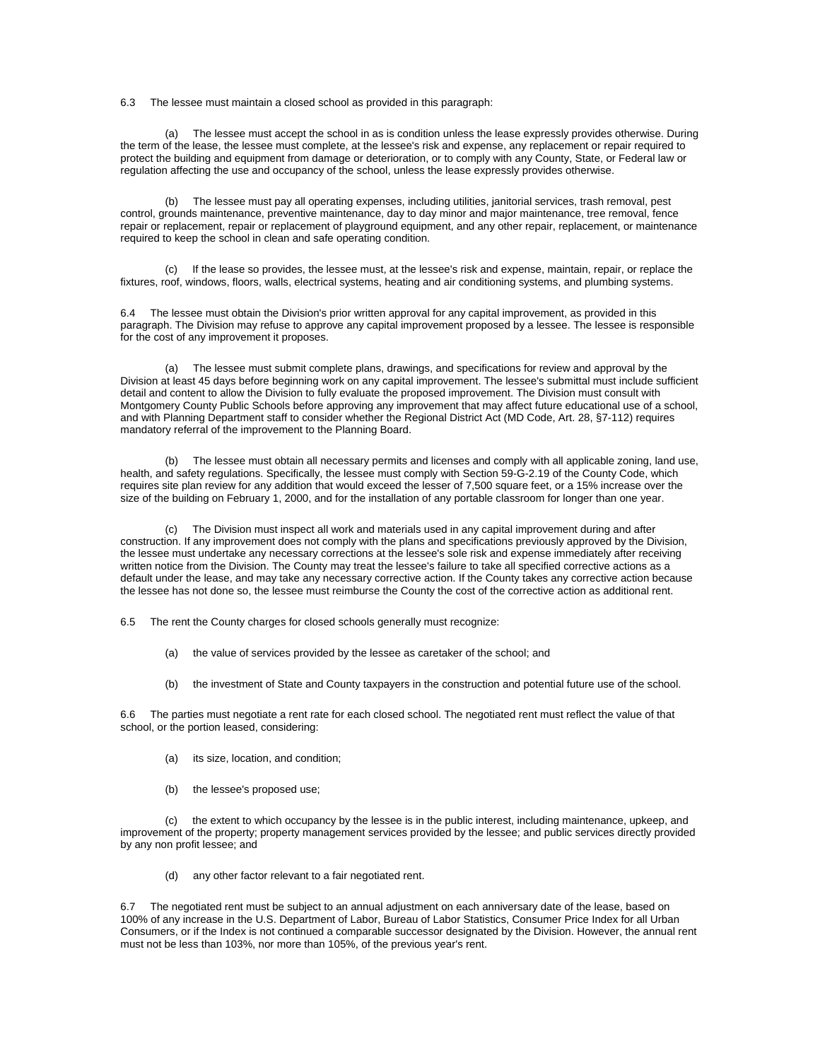6.3 The lessee must maintain a closed school as provided in this paragraph:

(a) The lessee must accept the school in as is condition unless the lease expressly provides otherwise. During the term of the lease, the lessee must complete, at the lessee's risk and expense, any replacement or repair required to protect the building and equipment from damage or deterioration, or to comply with any County, State, or Federal law or regulation affecting the use and occupancy of the school, unless the lease expressly provides otherwise.

(b) The lessee must pay all operating expenses, including utilities, janitorial services, trash removal, pest control, grounds maintenance, preventive maintenance, day to day minor and major maintenance, tree removal, fence repair or replacement, repair or replacement of playground equipment, and any other repair, replacement, or maintenance required to keep the school in clean and safe operating condition.

(c) If the lease so provides, the lessee must, at the lessee's risk and expense, maintain, repair, or replace the fixtures, roof, windows, floors, walls, electrical systems, heating and air conditioning systems, and plumbing systems.

6.4 The lessee must obtain the Division's prior written approval for any capital improvement, as provided in this paragraph. The Division may refuse to approve any capital improvement proposed by a lessee. The lessee is responsible for the cost of any improvement it proposes.

(a) The lessee must submit complete plans, drawings, and specifications for review and approval by the Division at least 45 days before beginning work on any capital improvement. The lessee's submittal must include sufficient detail and content to allow the Division to fully evaluate the proposed improvement. The Division must consult with Montgomery County Public Schools before approving any improvement that may affect future educational use of a school, and with Planning Department staff to consider whether the Regional District Act (MD Code, Art. 28, §7-112) requires mandatory referral of the improvement to the Planning Board.

(b) The lessee must obtain all necessary permits and licenses and comply with all applicable zoning, land use, health, and safety regulations. Specifically, the lessee must comply with Section 59-G-2.19 of the County Code, which requires site plan review for any addition that would exceed the lesser of 7,500 square feet, or a 15% increase over the size of the building on February 1, 2000, and for the installation of any portable classroom for longer than one year.

(c) The Division must inspect all work and materials used in any capital improvement during and after construction. If any improvement does not comply with the plans and specifications previously approved by the Division, the lessee must undertake any necessary corrections at the lessee's sole risk and expense immediately after receiving written notice from the Division. The County may treat the lessee's failure to take all specified corrective actions as a default under the lease, and may take any necessary corrective action. If the County takes any corrective action because the lessee has not done so, the lessee must reimburse the County the cost of the corrective action as additional rent.

6.5 The rent the County charges for closed schools generally must recognize:

(a) the value of services provided by the lessee as caretaker of the school; and

(b) the investment of State and County taxpayers in the construction and potential future use of the school.

6.6 The parties must negotiate a rent rate for each closed school. The negotiated rent must reflect the value of that school, or the portion leased, considering:

(a) its size, location, and condition;

(b) the lessee's proposed use;

(c) the extent to which occupancy by the lessee is in the public interest, including maintenance, upkeep, and improvement of the property; property management services provided by the lessee; and public services directly provided by any non profit lessee; and

(d) any other factor relevant to a fair negotiated rent.

6.7 The negotiated rent must be subject to an annual adjustment on each anniversary date of the lease, based on 100% of any increase in the U.S. Department of Labor, Bureau of Labor Statistics, Consumer Price Index for all Urban Consumers, or if the Index is not continued a comparable successor designated by the Division. However, the annual rent must not be less than 103%, nor more than 105%, of the previous year's rent.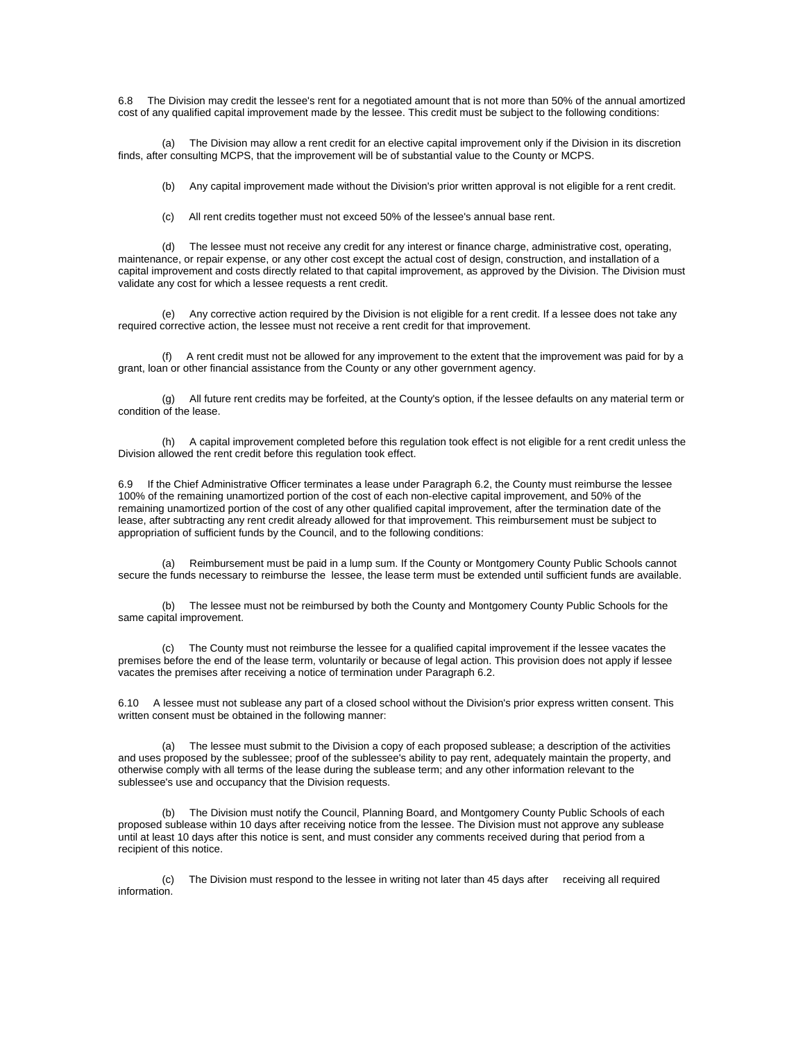6.8 The Division may credit the lessee's rent for a negotiated amount that is not more than 50% of the annual amortized cost of any qualified capital improvement made by the lessee. This credit must be subject to the following conditions:

(a) The Division may allow a rent credit for an elective capital improvement only if the Division in its discretion finds, after consulting MCPS, that the improvement will be of substantial value to the County or MCPS.

(b) Any capital improvement made without the Division's prior written approval is not eligible for a rent credit.

(c) All rent credits together must not exceed 50% of the lessee's annual base rent.

(d) The lessee must not receive any credit for any interest or finance charge, administrative cost, operating, maintenance, or repair expense, or any other cost except the actual cost of design, construction, and installation of a capital improvement and costs directly related to that capital improvement, as approved by the Division. The Division must validate any cost for which a lessee requests a rent credit.

(e) Any corrective action required by the Division is not eligible for a rent credit. If a lessee does not take any required corrective action, the lessee must not receive a rent credit for that improvement.

(f) A rent credit must not be allowed for any improvement to the extent that the improvement was paid for by a grant, loan or other financial assistance from the County or any other government agency.

(g) All future rent credits may be forfeited, at the County's option, if the lessee defaults on any material term or condition of the lease.

(h) A capital improvement completed before this regulation took effect is not eligible for a rent credit unless the Division allowed the rent credit before this regulation took effect.

6.9 If the Chief Administrative Officer terminates a lease under Paragraph 6.2, the County must reimburse the lessee 100% of the remaining unamortized portion of the cost of each non-elective capital improvement, and 50% of the remaining unamortized portion of the cost of any other qualified capital improvement, after the termination date of the lease, after subtracting any rent credit already allowed for that improvement. This reimbursement must be subject to appropriation of sufficient funds by the Council, and to the following conditions:

(a) Reimbursement must be paid in a lump sum. If the County or Montgomery County Public Schools cannot secure the funds necessary to reimburse the lessee, the lease term must be extended until sufficient funds are available.

(b) The lessee must not be reimbursed by both the County and Montgomery County Public Schools for the same capital improvement.

(c) The County must not reimburse the lessee for a qualified capital improvement if the lessee vacates the premises before the end of the lease term, voluntarily or because of legal action. This provision does not apply if lessee vacates the premises after receiving a notice of termination under Paragraph 6.2.

6.10 A lessee must not sublease any part of a closed school without the Division's prior express written consent. This written consent must be obtained in the following manner:

(a) The lessee must submit to the Division a copy of each proposed sublease; a description of the activities and uses proposed by the sublessee; proof of the sublessee's ability to pay rent, adequately maintain the property, and otherwise comply with all terms of the lease during the sublease term; and any other information relevant to the sublessee's use and occupancy that the Division requests.

(b) The Division must notify the Council, Planning Board, and Montgomery County Public Schools of each proposed sublease within 10 days after receiving notice from the lessee. The Division must not approve any sublease until at least 10 days after this notice is sent, and must consider any comments received during that period from a recipient of this notice.

(c) The Division must respond to the lessee in writing not later than 45 days after receiving all required information.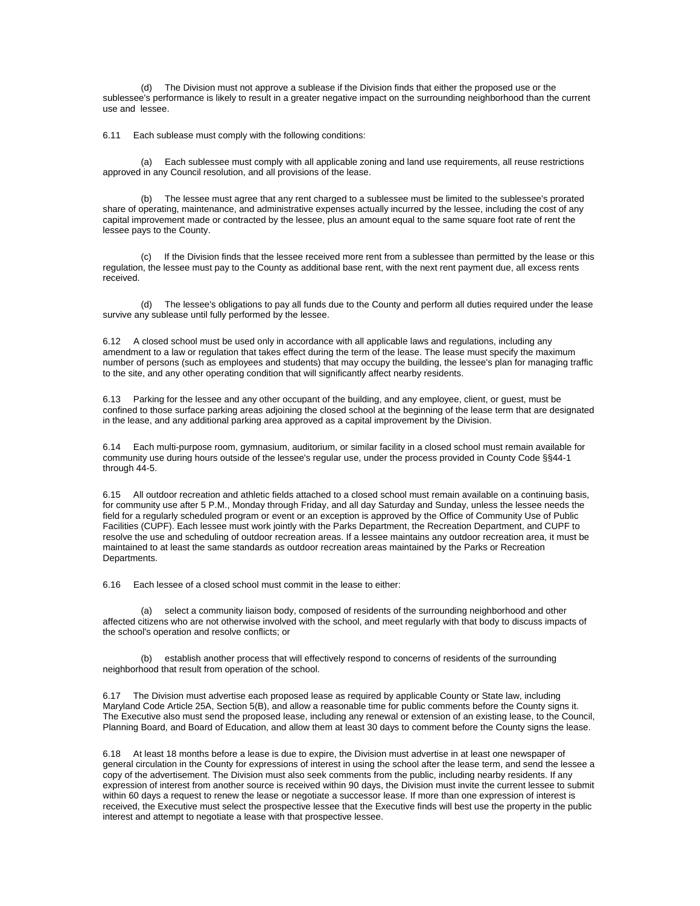(d) The Division must not approve a sublease if the Division finds that either the proposed use or the sublessee's performance is likely to result in a greater negative impact on the surrounding neighborhood than the current use and lessee.

6.11 Each sublease must comply with the following conditions:

(a) Each sublessee must comply with all applicable zoning and land use requirements, all reuse restrictions approved in any Council resolution, and all provisions of the lease.

(b) The lessee must agree that any rent charged to a sublessee must be limited to the sublessee's prorated share of operating, maintenance, and administrative expenses actually incurred by the lessee, including the cost of any capital improvement made or contracted by the lessee, plus an amount equal to the same square foot rate of rent the lessee pays to the County.

(c) If the Division finds that the lessee received more rent from a sublessee than permitted by the lease or this regulation, the lessee must pay to the County as additional base rent, with the next rent payment due, all excess rents received.

(d) The lessee's obligations to pay all funds due to the County and perform all duties required under the lease survive any sublease until fully performed by the lessee.

6.12 A closed school must be used only in accordance with all applicable laws and regulations, including any amendment to a law or regulation that takes effect during the term of the lease. The lease must specify the maximum number of persons (such as employees and students) that may occupy the building, the lessee's plan for managing traffic to the site, and any other operating condition that will significantly affect nearby residents.

6.13 Parking for the lessee and any other occupant of the building, and any employee, client, or guest, must be confined to those surface parking areas adjoining the closed school at the beginning of the lease term that are designated in the lease, and any additional parking area approved as a capital improvement by the Division.

6.14 Each multi-purpose room, gymnasium, auditorium, or similar facility in a closed school must remain available for community use during hours outside of the lessee's regular use, under the process provided in County Code §§44-1 through 44-5.

6.15 All outdoor recreation and athletic fields attached to a closed school must remain available on a continuing basis, for community use after 5 P.M., Monday through Friday, and all day Saturday and Sunday, unless the lessee needs the field for a regularly scheduled program or event or an exception is approved by the Office of Community Use of Public Facilities (CUPF). Each lessee must work jointly with the Parks Department, the Recreation Department, and CUPF to resolve the use and scheduling of outdoor recreation areas. If a lessee maintains any outdoor recreation area, it must be maintained to at least the same standards as outdoor recreation areas maintained by the Parks or Recreation Departments.

6.16 Each lessee of a closed school must commit in the lease to either:

(a) select a community liaison body, composed of residents of the surrounding neighborhood and other affected citizens who are not otherwise involved with the school, and meet regularly with that body to discuss impacts of the school's operation and resolve conflicts; or

(b) establish another process that will effectively respond to concerns of residents of the surrounding neighborhood that result from operation of the school.

6.17 The Division must advertise each proposed lease as required by applicable County or State law, including Maryland Code Article 25A, Section 5(B), and allow a reasonable time for public comments before the County signs it. The Executive also must send the proposed lease, including any renewal or extension of an existing lease, to the Council, Planning Board, and Board of Education, and allow them at least 30 days to comment before the County signs the lease.

6.18 At least 18 months before a lease is due to expire, the Division must advertise in at least one newspaper of general circulation in the County for expressions of interest in using the school after the lease term, and send the lessee a copy of the advertisement. The Division must also seek comments from the public, including nearby residents. If any expression of interest from another source is received within 90 days, the Division must invite the current lessee to submit within 60 days a request to renew the lease or negotiate a successor lease. If more than one expression of interest is received, the Executive must select the prospective lessee that the Executive finds will best use the property in the public interest and attempt to negotiate a lease with that prospective lessee.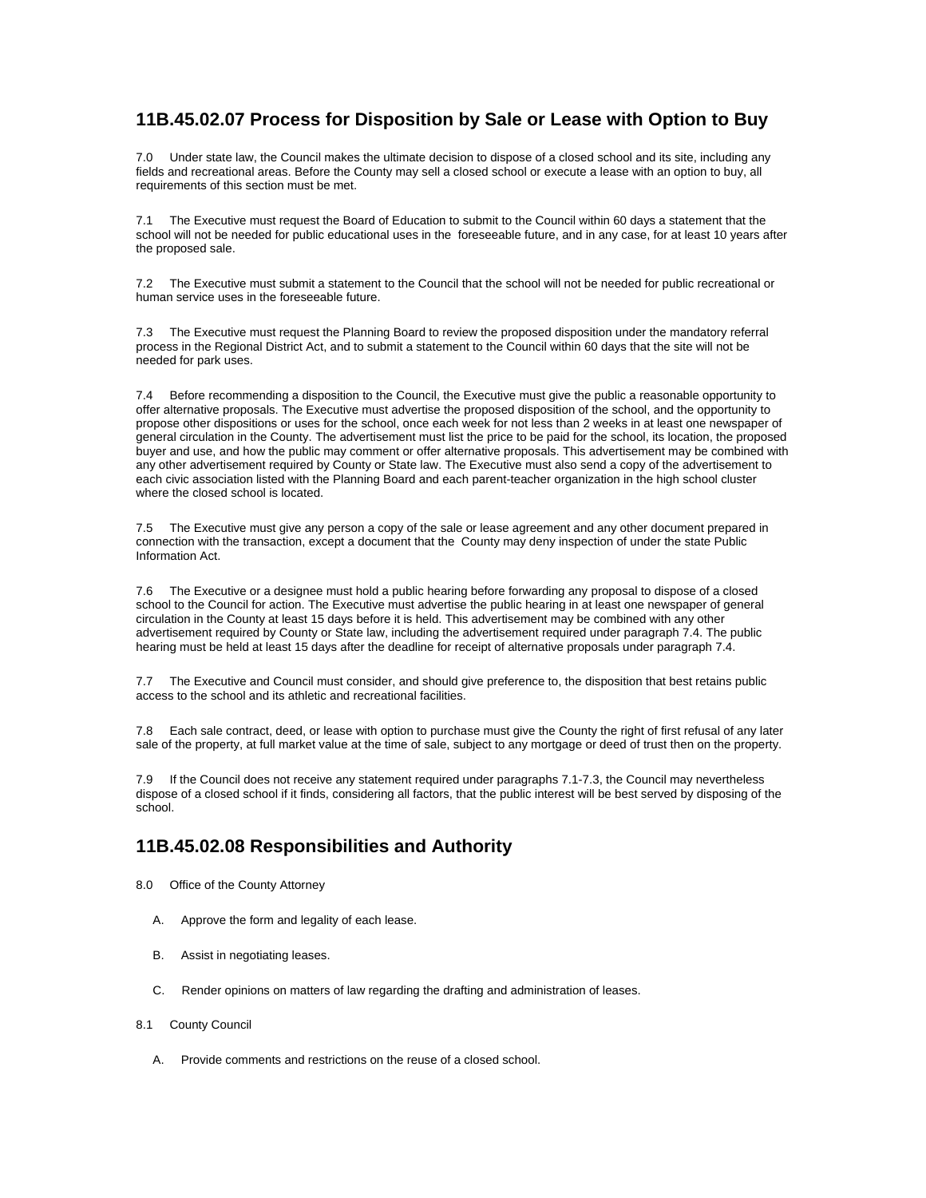## 11B.45.02.07 Process for Disposition by Sale or Lease with Option to Buy

7.0 Under state law, the Council makes the ultimate decision to dispose of a closed school and its site, including any fields and recreational areas. Before the County may sell a closed school or execute a lease with an option to buy, all requirements of this section must be met.

7.1 The Executive must request the Board of Education to submit to the Council within 60 days a statement that the school will not be needed for public educational uses in the foreseeable future, and in any case, for at least 10 years after the proposed sale.

7.2 The Executive must submit a statement to the Council that the school will not be needed for public recreational or human service uses in the foreseeable future.

7.3 The Executive must request the Planning Board to review the proposed disposition under the mandatory referral process in the Regional District Act, and to submit a statement to the Council within 60 days that the site will not be needed for park uses.

7.4 Before recommending a disposition to the Council, the Executive must give the public a reasonable opportunity to offer alternative proposals. The Executive must advertise the proposed disposition of the school, and the opportunity to propose other dispositions or uses for the school, once each week for not less than 2 weeks in at least one newspaper of general circulation in the County. The advertisement must list the price to be paid for the school, its location, the proposed buyer and use, and how the public may comment or offer alternative proposals. This advertisement may be combined with any other advertisement required by County or State law. The Executive must also send a copy of the advertisement to each civic association listed with the Planning Board and each parent-teacher organization in the high school cluster where the closed school is located.

7.5 The Executive must give any person a copy of the sale or lease agreement and any other document prepared in connection with the transaction, except a document that the County may deny inspection of under the state Public Information Act.

7.6 The Executive or a designee must hold a public hearing before forwarding any proposal to dispose of a closed school to the Council for action. The Executive must advertise the public hearing in at least one newspaper of general circulation in the County at least 15 days before it is held. This advertisement may be combined with any other advertisement required by County or State law, including the advertisement required under paragraph 7.4. The public hearing must be held at least 15 days after the deadline for receipt of alternative proposals under paragraph 7.4.

7.7 The Executive and Council must consider, and should give preference to, the disposition that best retains public access to the school and its athletic and recreational facilities.

7.8 Each sale contract, deed, or lease with option to purchase must give the County the right of first refusal of any later sale of the property, at full market value at the time of sale, subject to any mortgage or deed of trust then on the property.

7.9 If the Council does not receive any statement required under paragraphs 7.1-7.3, the Council may nevertheless dispose of a closed school if it finds, considering all factors, that the public interest will be best served by disposing of the school.

## 11B.45.02.08 Responsibilities and Authority

8.0 Office of the County Attorney

A. Approve the form and legality of each lease.

B. Assist in negotiating leases.

C. Render opinions on matters of law regarding the drafting and administration of leases.

8.1 County Council

A. Provide comments and restrictions on the reuse of a closed school.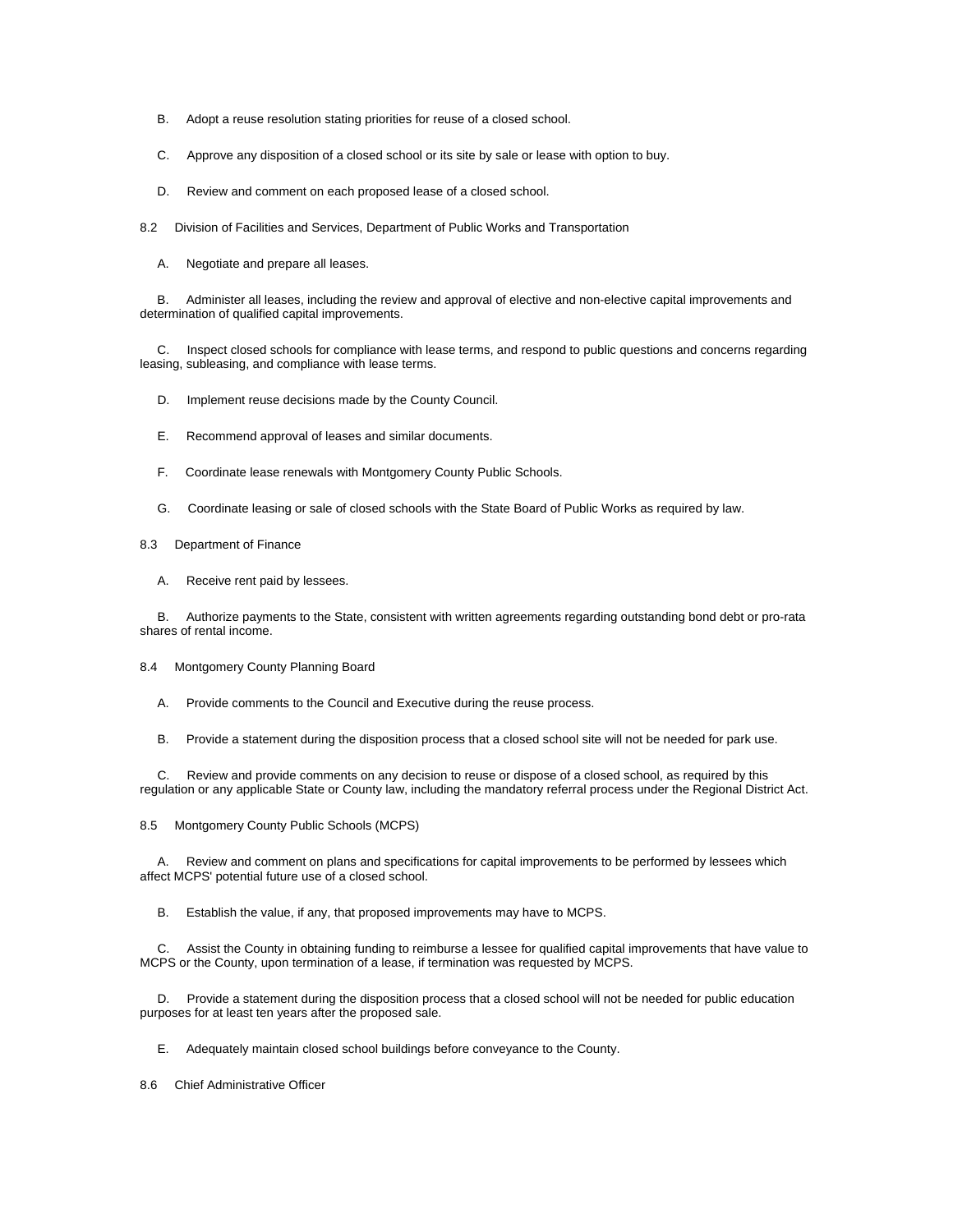B. Adopt a reuse resolution stating priorities for reuse of a closed school.

C. Approve any disposition of a closed school or its site by sale or lease with option to buy.

D. Review and comment on each proposed lease of a closed school.

8.2 Division of Facilities and Services, Department of Public Works and Transportation

A. Negotiate and prepare all leases.

B. Administer all leases, including the review and approval of elective and non-elective capital improvements and determination of qualified capital improvements.

C. Inspect closed schools for compliance with lease terms, and respond to public questions and concerns regarding leasing, subleasing, and compliance with lease terms.

D. Implement reuse decisions made by the County Council.

E. Recommend approval of leases and similar documents.

F. Coordinate lease renewals with Montgomery County Public Schools.

G. Coordinate leasing or sale of closed schools with the State Board of Public Works as required by law.

8.3 Department of Finance

A. Receive rent paid by lessees.

B. Authorize payments to the State, consistent with written agreements regarding outstanding bond debt or pro-rata shares of rental income.

8.4 Montgomery County Planning Board

A. Provide comments to the Council and Executive during the reuse process.

B. Provide a statement during the disposition process that a closed school site will not be needed for park use.

C. Review and provide comments on any decision to reuse or dispose of a closed school, as required by this regulation or any applicable State or County law, including the mandatory referral process under the Regional District Act.

8.5 Montgomery County Public Schools (MCPS)

A. Review and comment on plans and specifications for capital improvements to be performed by lessees which affect MCPS' potential future use of a closed school.

B. Establish the value, if any, that proposed improvements may have to MCPS.

C. Assist the County in obtaining funding to reimburse a lessee for qualified capital improvements that have value to MCPS or the County, upon termination of a lease, if termination was requested by MCPS.

D. Provide a statement during the disposition process that a closed school will not be needed for public education purposes for at least ten years after the proposed sale.

E. Adequately maintain closed school buildings before conveyance to the County.

8.6 Chief Administrative Officer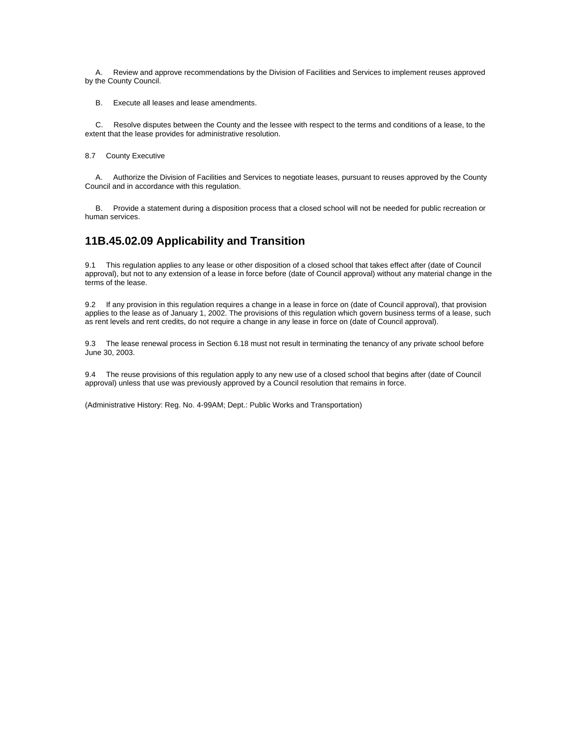A. Review and approve recommendations by the Division of Facilities and Services to implement reuses approved by the County Council.

B. Execute all leases and lease amendments.

C. Resolve disputes between the County and the lessee with respect to the terms and conditions of a lease, to the extent that the lease provides for administrative resolution.

8.7 County Executive

A. Authorize the Division of Facilities and Services to negotiate leases, pursuant to reuses approved by the County Council and in accordance with this regulation.

B. Provide a statement during a disposition process that a closed school will not be needed for public recreation or human services.

## 11B.45.02.09 Applicability and Transition

9.1 This regulation applies to any lease or other disposition of a closed school that takes effect after (date of Council approval), but not to any extension of a lease in force before (date of Council approval) without any material change in the terms of the lease.

9.2 If any provision in this regulation requires a change in a lease in force on (date of Council approval), that provision applies to the lease as of January 1, 2002. The provisions of this regulation which govern business terms of a lease, such as rent levels and rent credits, do not require a change in any lease in force on (date of Council approval).

9.3 The lease renewal process in Section 6.18 must not result in terminating the tenancy of any private school before June 30, 2003.

9.4 The reuse provisions of this regulation apply to any new use of a closed school that begins after (date of Council approval) unless that use was previously approved by a Council resolution that remains in force.

(Administrative History: Reg. No. 4-99AM; Dept.: Public Works and Transportation)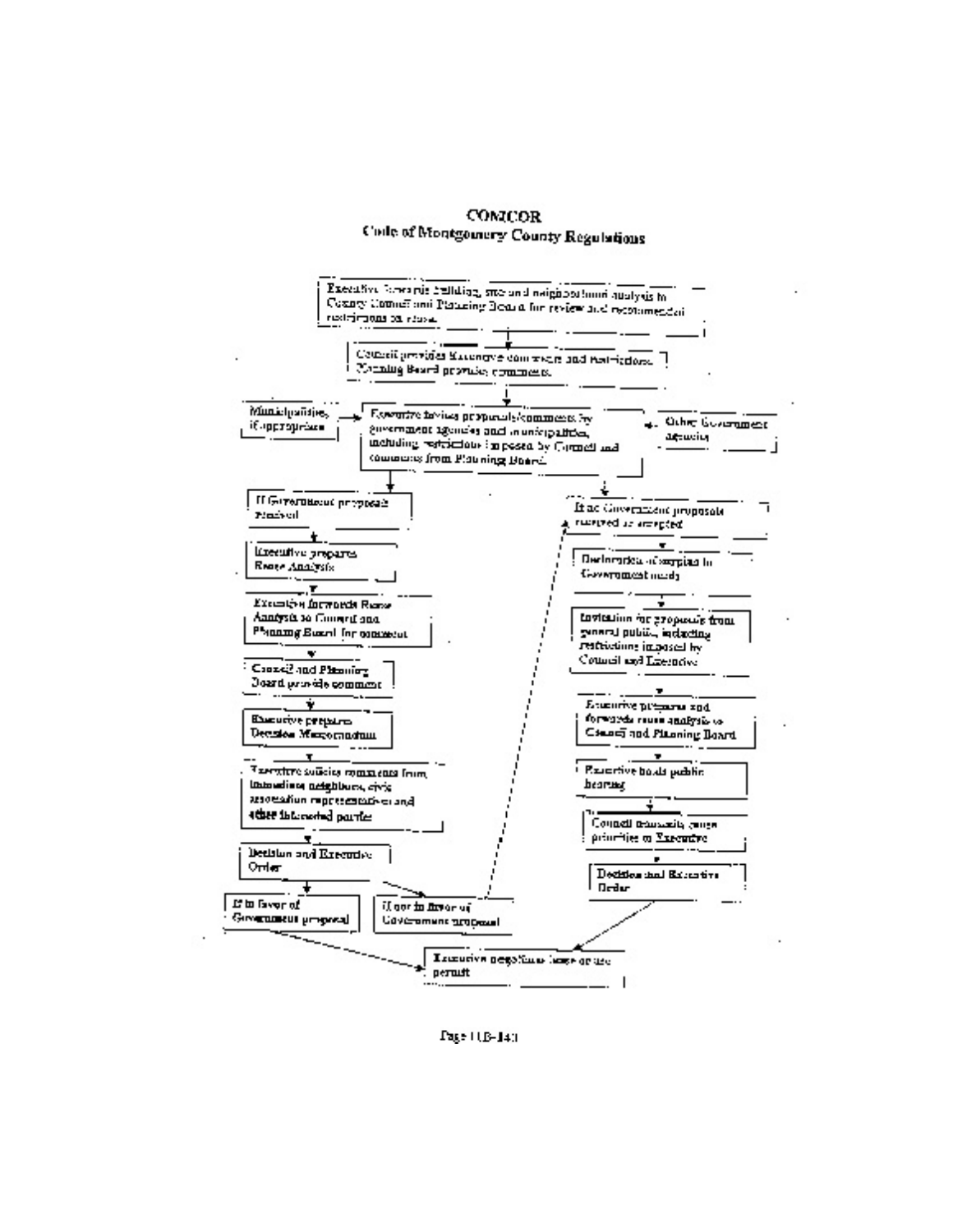**COMCOR**
**Code of Montgomery County Regulations**

Executive forwards building, site and neighborhood analysis to County Council and Planning Board for review and recommended restrictions on reuse.

Council provides Executive comments and restrictions. Planning Board provides comments.

Municipalities, if appropriate

Executive invites proposals/comments by government agencies and municipalities, including restrictions imposed by Council and comments from Planning Board.

Other Government Agencies

If Government proposals received

Executive prepares Reuse Analysis

Executive forwards Reuse Analysis to Council and Planning Board for comment

Council and Planning Board provide comment

Executive prepares Decision Memorandum

Executive solicits comments from immediate neighbors, civic association representatives and other interested parties

Decision and Executive Order

If in favor of Government proposal

If not in favor of Government proposal

If no Government proposals received or accepted

Declaration of surplus to Government needs

Invitation for proposals from general public, including restrictions imposed by Council and Executive

Executive prepares and forwards reuse analysis to Council and Planning Board

Executive holds public hearing

Council transmits reuse priorities to Executive

Decision and Executive Order

Executive negotiates lease or use permit